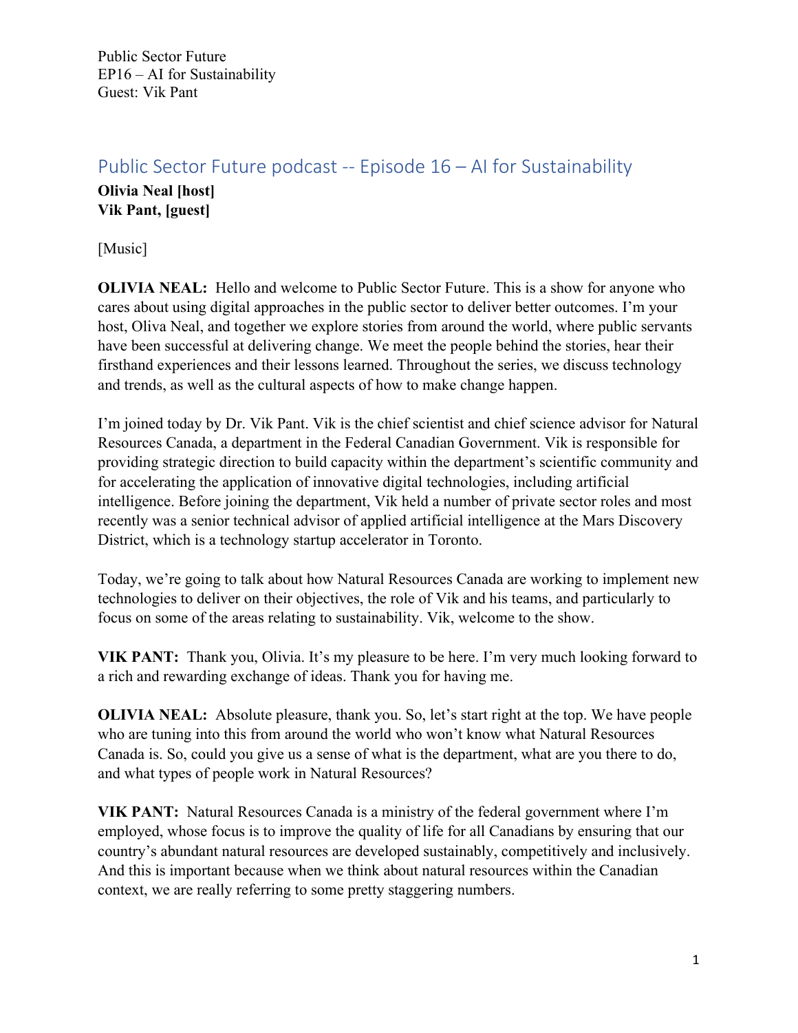## Public Sector Future podcast -- Episode 16 – AI for Sustainability

**Olivia Neal [host]**
**Vik Pant, [guest]**

[Music]

**OLIVIA NEAL:** Hello and welcome to Public Sector Future. This is a show for anyone who cares about using digital approaches in the public sector to deliver better outcomes. I'm your host, Oliva Neal, and together we explore stories from around the world, where public servants have been successful at delivering change. We meet the people behind the stories, hear their firsthand experiences and their lessons learned. Throughout the series, we discuss technology and trends, as well as the cultural aspects of how to make change happen.

I'm joined today by Dr. Vik Pant. Vik is the chief scientist and chief science advisor for Natural Resources Canada, a department in the Federal Canadian Government. Vik is responsible for providing strategic direction to build capacity within the department's scientific community and for accelerating the application of innovative digital technologies, including artificial intelligence. Before joining the department, Vik held a number of private sector roles and most recently was a senior technical advisor of applied artificial intelligence at the Mars Discovery District, which is a technology startup accelerator in Toronto.

Today, we're going to talk about how Natural Resources Canada are working to implement new technologies to deliver on their objectives, the role of Vik and his teams, and particularly to focus on some of the areas relating to sustainability. Vik, welcome to the show.

**VIK PANT:** Thank you, Olivia. It's my pleasure to be here. I'm very much looking forward to a rich and rewarding exchange of ideas. Thank you for having me.

**OLIVIA NEAL:** Absolute pleasure, thank you. So, let's start right at the top. We have people who are tuning into this from around the world who won't know what Natural Resources Canada is. So, could you give us a sense of what is the department, what are you there to do, and what types of people work in Natural Resources?

**VIK PANT:** Natural Resources Canada is a ministry of the federal government where I'm employed, whose focus is to improve the quality of life for all Canadians by ensuring that our country's abundant natural resources are developed sustainably, competitively and inclusively. And this is important because when we think about natural resources within the Canadian context, we are really referring to some pretty staggering numbers.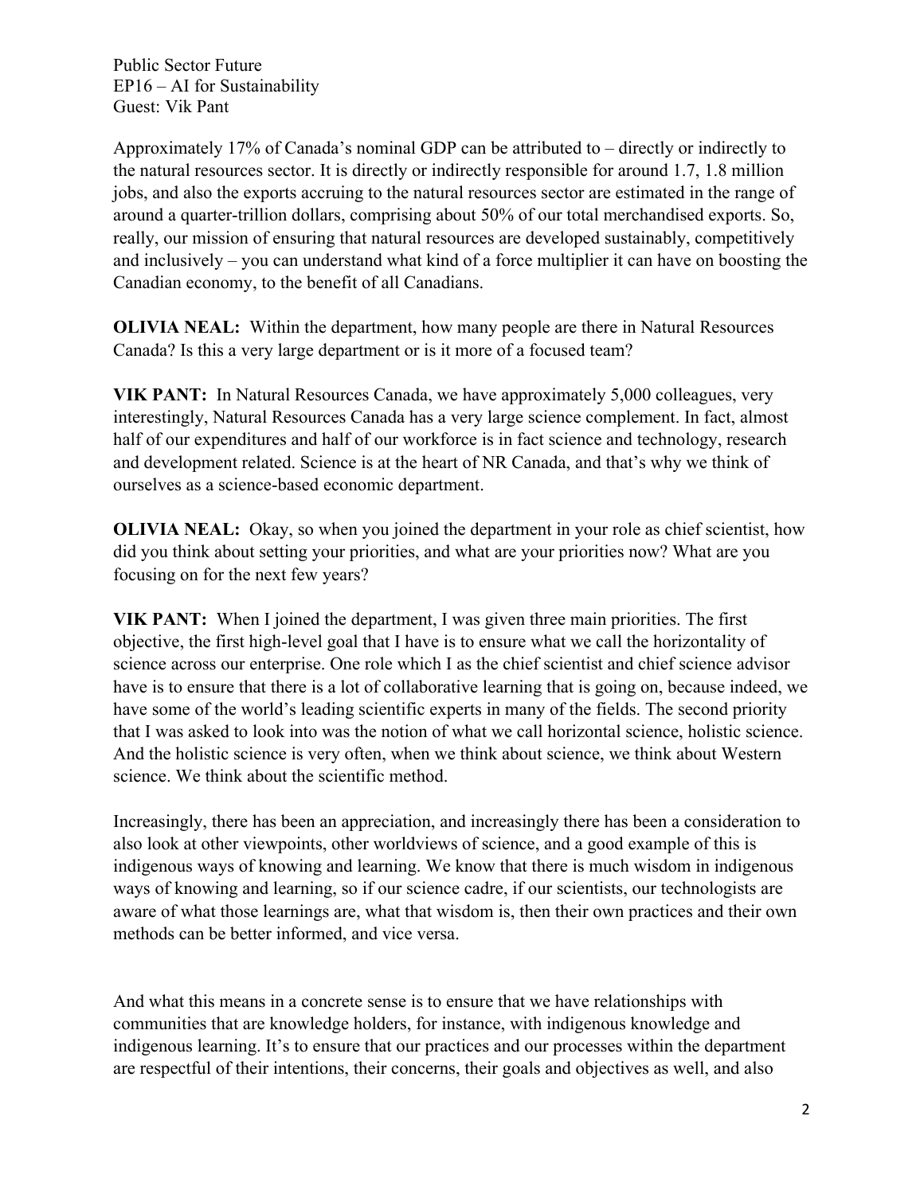Approximately 17% of Canada's nominal GDP can be attributed to – directly or indirectly to the natural resources sector. It is directly or indirectly responsible for around 1.7, 1.8 million jobs, and also the exports accruing to the natural resources sector are estimated in the range of around a quarter-trillion dollars, comprising about 50% of our total merchandised exports. So, really, our mission of ensuring that natural resources are developed sustainably, competitively and inclusively – you can understand what kind of a force multiplier it can have on boosting the Canadian economy, to the benefit of all Canadians.

**OLIVIA NEAL:** Within the department, how many people are there in Natural Resources Canada? Is this a very large department or is it more of a focused team?

**VIK PANT:** In Natural Resources Canada, we have approximately 5,000 colleagues, very interestingly, Natural Resources Canada has a very large science complement. In fact, almost half of our expenditures and half of our workforce is in fact science and technology, research and development related. Science is at the heart of NR Canada, and that's why we think of ourselves as a science-based economic department.

**OLIVIA NEAL:** Okay, so when you joined the department in your role as chief scientist, how did you think about setting your priorities, and what are your priorities now? What are you focusing on for the next few years?

**VIK PANT:** When I joined the department, I was given three main priorities. The first objective, the first high-level goal that I have is to ensure what we call the horizontality of science across our enterprise. One role which I as the chief scientist and chief science advisor have is to ensure that there is a lot of collaborative learning that is going on, because indeed, we have some of the world's leading scientific experts in many of the fields. The second priority that I was asked to look into was the notion of what we call horizontal science, holistic science. And the holistic science is very often, when we think about science, we think about Western science. We think about the scientific method.

Increasingly, there has been an appreciation, and increasingly there has been a consideration to also look at other viewpoints, other worldviews of science, and a good example of this is indigenous ways of knowing and learning. We know that there is much wisdom in indigenous ways of knowing and learning, so if our science cadre, if our scientists, our technologists are aware of what those learnings are, what that wisdom is, then their own practices and their own methods can be better informed, and vice versa.

And what this means in a concrete sense is to ensure that we have relationships with communities that are knowledge holders, for instance, with indigenous knowledge and indigenous learning. It's to ensure that our practices and our processes within the department are respectful of their intentions, their concerns, their goals and objectives as well, and also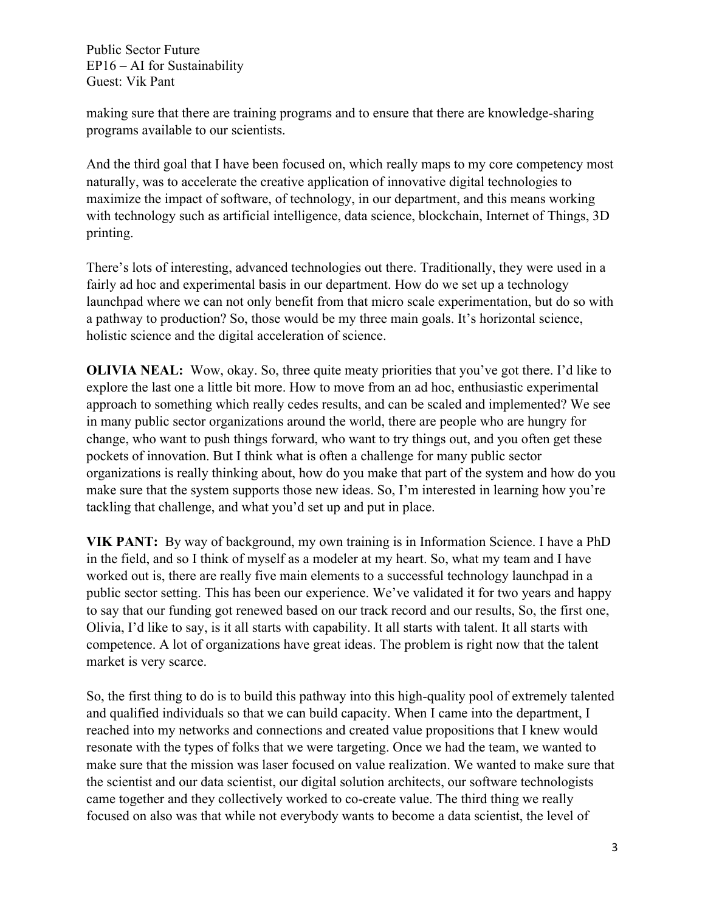making sure that there are training programs and to ensure that there are knowledge-sharing programs available to our scientists.

And the third goal that I have been focused on, which really maps to my core competency most naturally, was to accelerate the creative application of innovative digital technologies to maximize the impact of software, of technology, in our department, and this means working with technology such as artificial intelligence, data science, blockchain, Internet of Things, 3D printing.

There's lots of interesting, advanced technologies out there. Traditionally, they were used in a fairly ad hoc and experimental basis in our department. How do we set up a technology launchpad where we can not only benefit from that micro scale experimentation, but do so with a pathway to production? So, those would be my three main goals. It's horizontal science, holistic science and the digital acceleration of science.

**OLIVIA NEAL:** Wow, okay. So, three quite meaty priorities that you've got there. I'd like to explore the last one a little bit more. How to move from an ad hoc, enthusiastic experimental approach to something which really cedes results, and can be scaled and implemented? We see in many public sector organizations around the world, there are people who are hungry for change, who want to push things forward, who want to try things out, and you often get these pockets of innovation. But I think what is often a challenge for many public sector organizations is really thinking about, how do you make that part of the system and how do you make sure that the system supports those new ideas. So, I'm interested in learning how you're tackling that challenge, and what you'd set up and put in place.

**VIK PANT:** By way of background, my own training is in Information Science. I have a PhD in the field, and so I think of myself as a modeler at my heart. So, what my team and I have worked out is, there are really five main elements to a successful technology launchpad in a public sector setting. This has been our experience. We've validated it for two years and happy to say that our funding got renewed based on our track record and our results, So, the first one, Olivia, I'd like to say, is it all starts with capability. It all starts with talent. It all starts with competence. A lot of organizations have great ideas. The problem is right now that the talent market is very scarce.

So, the first thing to do is to build this pathway into this high-quality pool of extremely talented and qualified individuals so that we can build capacity. When I came into the department, I reached into my networks and connections and created value propositions that I knew would resonate with the types of folks that we were targeting. Once we had the team, we wanted to make sure that the mission was laser focused on value realization. We wanted to make sure that the scientist and our data scientist, our digital solution architects, our software technologists came together and they collectively worked to co-create value. The third thing we really focused on also was that while not everybody wants to become a data scientist, the level of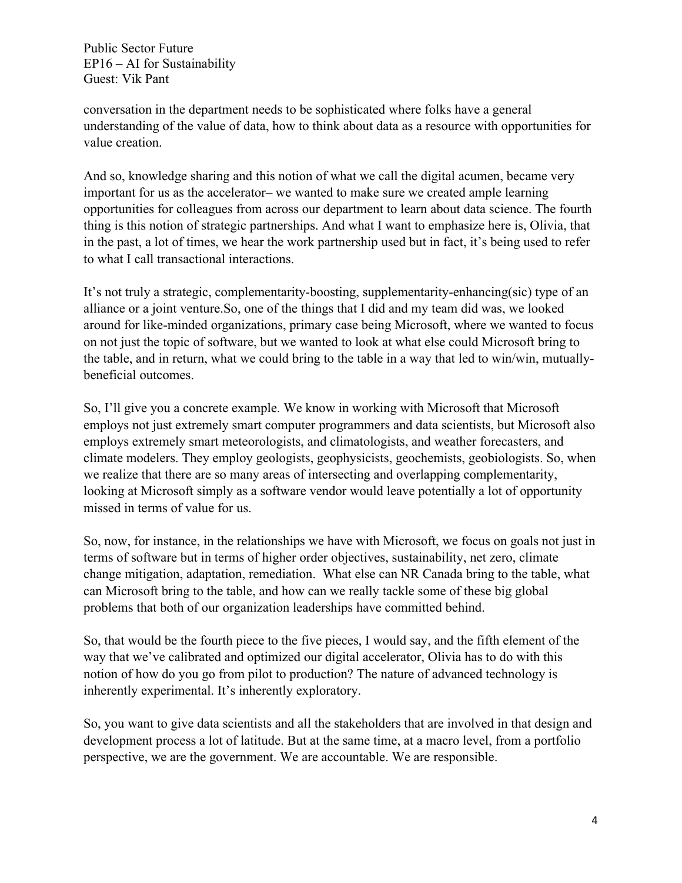conversation in the department needs to be sophisticated where folks have a general understanding of the value of data, how to think about data as a resource with opportunities for value creation.

And so, knowledge sharing and this notion of what we call the digital acumen, became very important for us as the accelerator– we wanted to make sure we created ample learning opportunities for colleagues from across our department to learn about data science. The fourth thing is this notion of strategic partnerships. And what I want to emphasize here is, Olivia, that in the past, a lot of times, we hear the work partnership used but in fact, it's being used to refer to what I call transactional interactions.

It's not truly a strategic, complementarity-boosting, supplementarity-enhancing(sic) type of an alliance or a joint venture.So, one of the things that I did and my team did was, we looked around for like-minded organizations, primary case being Microsoft, where we wanted to focus on not just the topic of software, but we wanted to look at what else could Microsoft bring to the table, and in return, what we could bring to the table in a way that led to win/win, mutually-beneficial outcomes.

So, I'll give you a concrete example. We know in working with Microsoft that Microsoft employs not just extremely smart computer programmers and data scientists, but Microsoft also employs extremely smart meteorologists, and climatologists, and weather forecasters, and climate modelers. They employ geologists, geophysicists, geochemists, geobiologists. So, when we realize that there are so many areas of intersecting and overlapping complementarity, looking at Microsoft simply as a software vendor would leave potentially a lot of opportunity missed in terms of value for us.

So, now, for instance, in the relationships we have with Microsoft, we focus on goals not just in terms of software but in terms of higher order objectives, sustainability, net zero, climate change mitigation, adaptation, remediation. What else can NR Canada bring to the table, what can Microsoft bring to the table, and how can we really tackle some of these big global problems that both of our organization leaderships have committed behind.

So, that would be the fourth piece to the five pieces, I would say, and the fifth element of the way that we've calibrated and optimized our digital accelerator, Olivia has to do with this notion of how do you go from pilot to production? The nature of advanced technology is inherently experimental. It's inherently exploratory.

So, you want to give data scientists and all the stakeholders that are involved in that design and development process a lot of latitude. But at the same time, at a macro level, from a portfolio perspective, we are the government. We are accountable. We are responsible.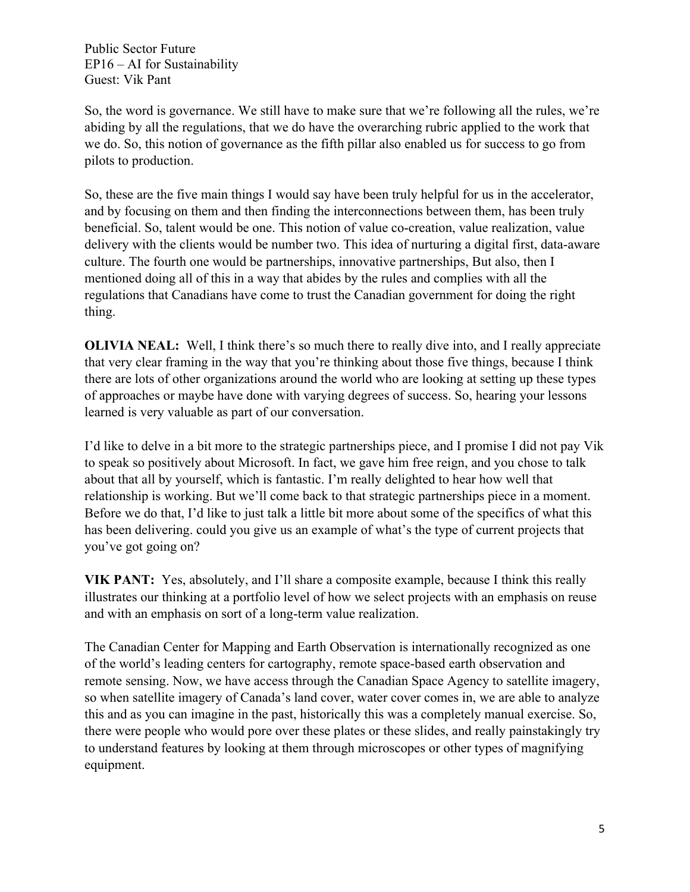So, the word is governance. We still have to make sure that we're following all the rules, we're abiding by all the regulations, that we do have the overarching rubric applied to the work that we do. So, this notion of governance as the fifth pillar also enabled us for success to go from pilots to production.

So, these are the five main things I would say have been truly helpful for us in the accelerator, and by focusing on them and then finding the interconnections between them, has been truly beneficial. So, talent would be one. This notion of value co-creation, value realization, value delivery with the clients would be number two. This idea of nurturing a digital first, data-aware culture. The fourth one would be partnerships, innovative partnerships, But also, then I mentioned doing all of this in a way that abides by the rules and complies with all the regulations that Canadians have come to trust the Canadian government for doing the right thing.

**OLIVIA NEAL:** Well, I think there's so much there to really dive into, and I really appreciate that very clear framing in the way that you're thinking about those five things, because I think there are lots of other organizations around the world who are looking at setting up these types of approaches or maybe have done with varying degrees of success. So, hearing your lessons learned is very valuable as part of our conversation.

I'd like to delve in a bit more to the strategic partnerships piece, and I promise I did not pay Vik to speak so positively about Microsoft. In fact, we gave him free reign, and you chose to talk about that all by yourself, which is fantastic. I'm really delighted to hear how well that relationship is working. But we'll come back to that strategic partnerships piece in a moment. Before we do that, I'd like to just talk a little bit more about some of the specifics of what this has been delivering. could you give us an example of what's the type of current projects that you've got going on?

**VIK PANT:** Yes, absolutely, and I'll share a composite example, because I think this really illustrates our thinking at a portfolio level of how we select projects with an emphasis on reuse and with an emphasis on sort of a long-term value realization.

The Canadian Center for Mapping and Earth Observation is internationally recognized as one of the world's leading centers for cartography, remote space-based earth observation and remote sensing. Now, we have access through the Canadian Space Agency to satellite imagery, so when satellite imagery of Canada's land cover, water cover comes in, we are able to analyze this and as you can imagine in the past, historically this was a completely manual exercise. So, there were people who would pore over these plates or these slides, and really painstakingly try to understand features by looking at them through microscopes or other types of magnifying equipment.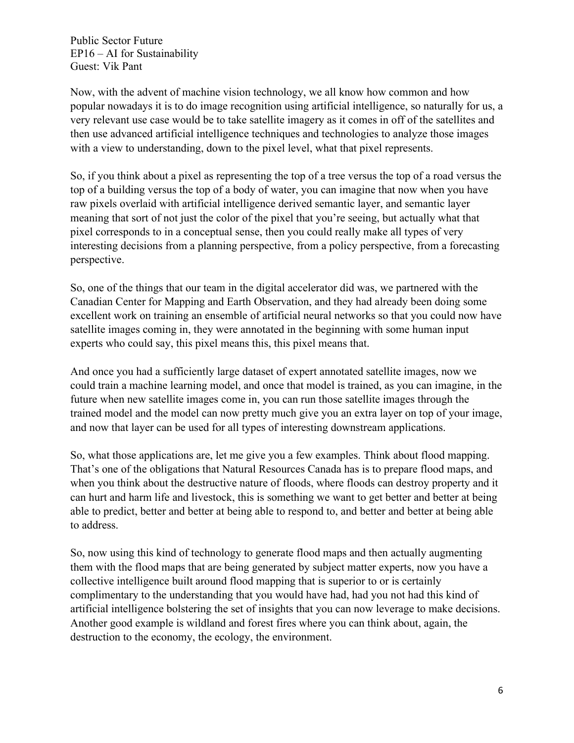Now, with the advent of machine vision technology, we all know how common and how popular nowadays it is to do image recognition using artificial intelligence, so naturally for us, a very relevant use case would be to take satellite imagery as it comes in off of the satellites and then use advanced artificial intelligence techniques and technologies to analyze those images with a view to understanding, down to the pixel level, what that pixel represents.

So, if you think about a pixel as representing the top of a tree versus the top of a road versus the top of a building versus the top of a body of water, you can imagine that now when you have raw pixels overlaid with artificial intelligence derived semantic layer, and semantic layer meaning that sort of not just the color of the pixel that you're seeing, but actually what that pixel corresponds to in a conceptual sense, then you could really make all types of very interesting decisions from a planning perspective, from a policy perspective, from a forecasting perspective.

So, one of the things that our team in the digital accelerator did was, we partnered with the Canadian Center for Mapping and Earth Observation, and they had already been doing some excellent work on training an ensemble of artificial neural networks so that you could now have satellite images coming in, they were annotated in the beginning with some human input experts who could say, this pixel means this, this pixel means that.

And once you had a sufficiently large dataset of expert annotated satellite images, now we could train a machine learning model, and once that model is trained, as you can imagine, in the future when new satellite images come in, you can run those satellite images through the trained model and the model can now pretty much give you an extra layer on top of your image, and now that layer can be used for all types of interesting downstream applications.

So, what those applications are, let me give you a few examples. Think about flood mapping. That's one of the obligations that Natural Resources Canada has is to prepare flood maps, and when you think about the destructive nature of floods, where floods can destroy property and it can hurt and harm life and livestock, this is something we want to get better and better at being able to predict, better and better at being able to respond to, and better and better at being able to address.

So, now using this kind of technology to generate flood maps and then actually augmenting them with the flood maps that are being generated by subject matter experts, now you have a collective intelligence built around flood mapping that is superior to or is certainly complimentary to the understanding that you would have had, had you not had this kind of artificial intelligence bolstering the set of insights that you can now leverage to make decisions. Another good example is wildland and forest fires where you can think about, again, the destruction to the economy, the ecology, the environment.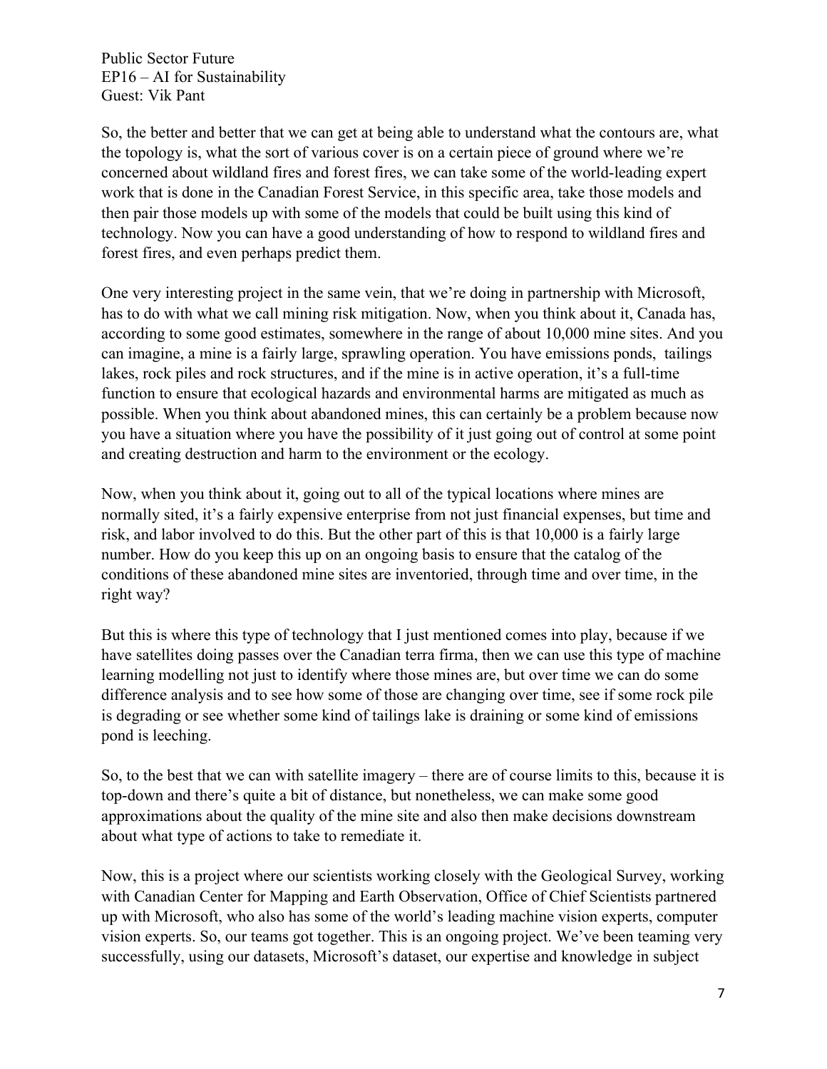So, the better and better that we can get at being able to understand what the contours are, what the topology is, what the sort of various cover is on a certain piece of ground where we're concerned about wildland fires and forest fires, we can take some of the world-leading expert work that is done in the Canadian Forest Service, in this specific area, take those models and then pair those models up with some of the models that could be built using this kind of technology. Now you can have a good understanding of how to respond to wildland fires and forest fires, and even perhaps predict them.

One very interesting project in the same vein, that we're doing in partnership with Microsoft, has to do with what we call mining risk mitigation. Now, when you think about it, Canada has, according to some good estimates, somewhere in the range of about 10,000 mine sites. And you can imagine, a mine is a fairly large, sprawling operation. You have emissions ponds, tailings lakes, rock piles and rock structures, and if the mine is in active operation, it's a full-time function to ensure that ecological hazards and environmental harms are mitigated as much as possible. When you think about abandoned mines, this can certainly be a problem because now you have a situation where you have the possibility of it just going out of control at some point and creating destruction and harm to the environment or the ecology.

Now, when you think about it, going out to all of the typical locations where mines are normally sited, it's a fairly expensive enterprise from not just financial expenses, but time and risk, and labor involved to do this. But the other part of this is that 10,000 is a fairly large number. How do you keep this up on an ongoing basis to ensure that the catalog of the conditions of these abandoned mine sites are inventoried, through time and over time, in the right way?

But this is where this type of technology that I just mentioned comes into play, because if we have satellites doing passes over the Canadian terra firma, then we can use this type of machine learning modelling not just to identify where those mines are, but over time we can do some difference analysis and to see how some of those are changing over time, see if some rock pile is degrading or see whether some kind of tailings lake is draining or some kind of emissions pond is leeching.

So, to the best that we can with satellite imagery – there are of course limits to this, because it is top-down and there's quite a bit of distance, but nonetheless, we can make some good approximations about the quality of the mine site and also then make decisions downstream about what type of actions to take to remediate it.

Now, this is a project where our scientists working closely with the Geological Survey, working with Canadian Center for Mapping and Earth Observation, Office of Chief Scientists partnered up with Microsoft, who also has some of the world's leading machine vision experts, computer vision experts. So, our teams got together. This is an ongoing project. We've been teaming very successfully, using our datasets, Microsoft's dataset, our expertise and knowledge in subject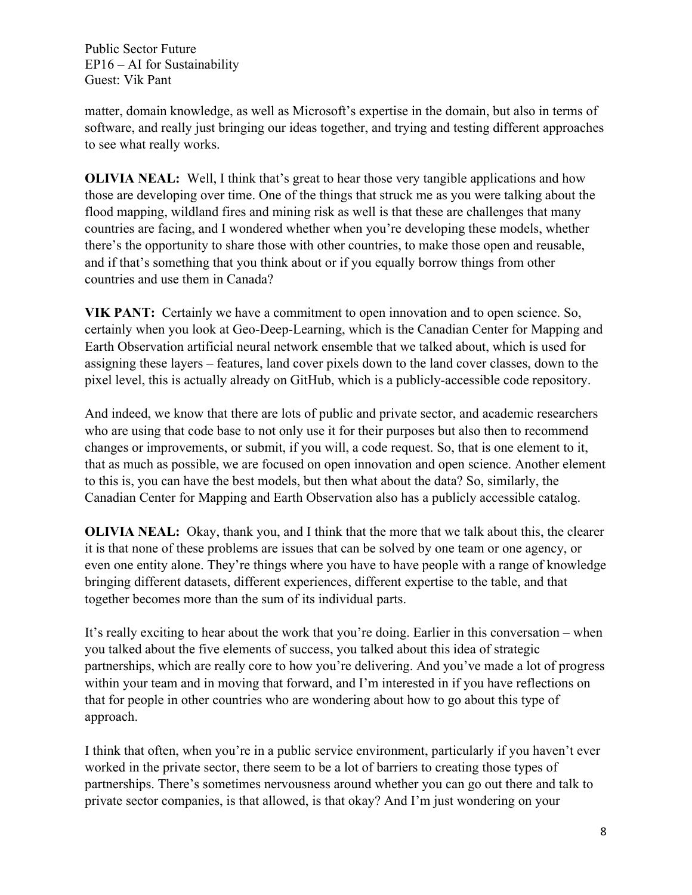matter, domain knowledge, as well as Microsoft's expertise in the domain, but also in terms of software, and really just bringing our ideas together, and trying and testing different approaches to see what really works.

**OLIVIA NEAL:** Well, I think that's great to hear those very tangible applications and how those are developing over time. One of the things that struck me as you were talking about the flood mapping, wildland fires and mining risk as well is that these are challenges that many countries are facing, and I wondered whether when you're developing these models, whether there's the opportunity to share those with other countries, to make those open and reusable, and if that's something that you think about or if you equally borrow things from other countries and use them in Canada?

**VIK PANT:** Certainly we have a commitment to open innovation and to open science. So, certainly when you look at Geo-Deep-Learning, which is the Canadian Center for Mapping and Earth Observation artificial neural network ensemble that we talked about, which is used for assigning these layers – features, land cover pixels down to the land cover classes, down to the pixel level, this is actually already on GitHub, which is a publicly-accessible code repository.

And indeed, we know that there are lots of public and private sector, and academic researchers who are using that code base to not only use it for their purposes but also then to recommend changes or improvements, or submit, if you will, a code request. So, that is one element to it, that as much as possible, we are focused on open innovation and open science. Another element to this is, you can have the best models, but then what about the data? So, similarly, the Canadian Center for Mapping and Earth Observation also has a publicly accessible catalog.

**OLIVIA NEAL:** Okay, thank you, and I think that the more that we talk about this, the clearer it is that none of these problems are issues that can be solved by one team or one agency, or even one entity alone. They're things where you have to have people with a range of knowledge bringing different datasets, different experiences, different expertise to the table, and that together becomes more than the sum of its individual parts.

It's really exciting to hear about the work that you're doing. Earlier in this conversation – when you talked about the five elements of success, you talked about this idea of strategic partnerships, which are really core to how you're delivering. And you've made a lot of progress within your team and in moving that forward, and I'm interested in if you have reflections on that for people in other countries who are wondering about how to go about this type of approach.

I think that often, when you're in a public service environment, particularly if you haven't ever worked in the private sector, there seem to be a lot of barriers to creating those types of partnerships. There's sometimes nervousness around whether you can go out there and talk to private sector companies, is that allowed, is that okay? And I'm just wondering on your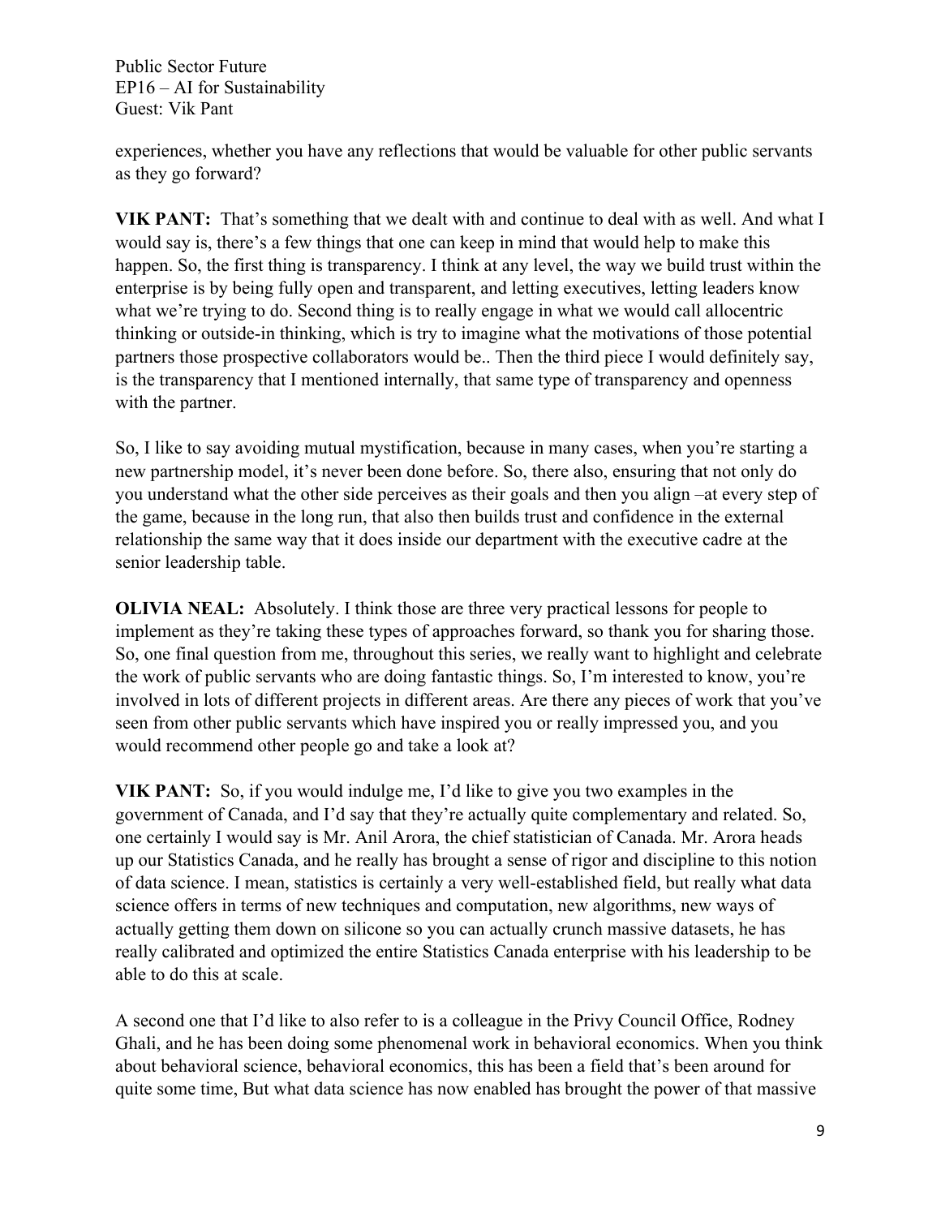experiences, whether you have any reflections that would be valuable for other public servants as they go forward?

**VIK PANT:** That's something that we dealt with and continue to deal with as well. And what I would say is, there's a few things that one can keep in mind that would help to make this happen. So, the first thing is transparency. I think at any level, the way we build trust within the enterprise is by being fully open and transparent, and letting executives, letting leaders know what we're trying to do. Second thing is to really engage in what we would call allocentric thinking or outside-in thinking, which is try to imagine what the motivations of those potential partners those prospective collaborators would be.. Then the third piece I would definitely say, is the transparency that I mentioned internally, that same type of transparency and openness with the partner.

So, I like to say avoiding mutual mystification, because in many cases, when you're starting a new partnership model, it's never been done before. So, there also, ensuring that not only do you understand what the other side perceives as their goals and then you align –at every step of the game, because in the long run, that also then builds trust and confidence in the external relationship the same way that it does inside our department with the executive cadre at the senior leadership table.

**OLIVIA NEAL:** Absolutely. I think those are three very practical lessons for people to implement as they're taking these types of approaches forward, so thank you for sharing those. So, one final question from me, throughout this series, we really want to highlight and celebrate the work of public servants who are doing fantastic things. So, I'm interested to know, you're involved in lots of different projects in different areas. Are there any pieces of work that you've seen from other public servants which have inspired you or really impressed you, and you would recommend other people go and take a look at?

**VIK PANT:** So, if you would indulge me, I'd like to give you two examples in the government of Canada, and I'd say that they're actually quite complementary and related. So, one certainly I would say is Mr. Anil Arora, the chief statistician of Canada. Mr. Arora heads up our Statistics Canada, and he really has brought a sense of rigor and discipline to this notion of data science. I mean, statistics is certainly a very well-established field, but really what data science offers in terms of new techniques and computation, new algorithms, new ways of actually getting them down on silicone so you can actually crunch massive datasets, he has really calibrated and optimized the entire Statistics Canada enterprise with his leadership to be able to do this at scale.

A second one that I'd like to also refer to is a colleague in the Privy Council Office, Rodney Ghali, and he has been doing some phenomenal work in behavioral economics. When you think about behavioral science, behavioral economics, this has been a field that's been around for quite some time, But what data science has now enabled has brought the power of that massive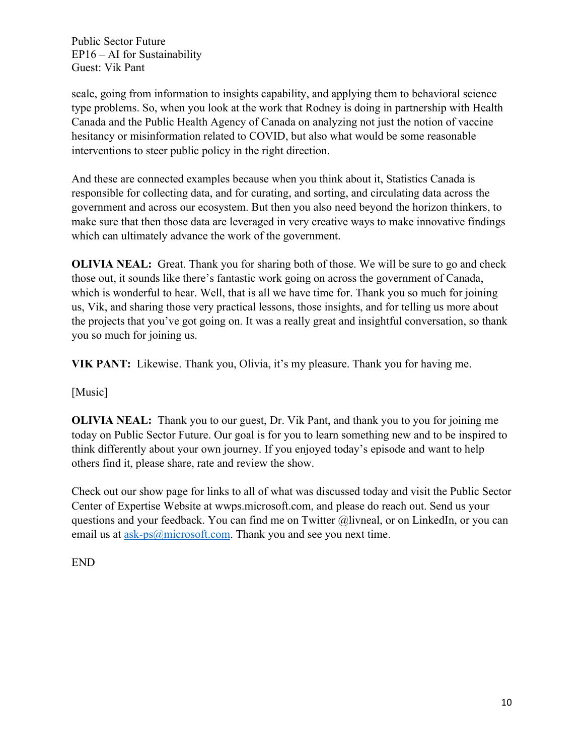scale, going from information to insights capability, and applying them to behavioral science type problems. So, when you look at the work that Rodney is doing in partnership with Health Canada and the Public Health Agency of Canada on analyzing not just the notion of vaccine hesitancy or misinformation related to COVID, but also what would be some reasonable interventions to steer public policy in the right direction.

And these are connected examples because when you think about it, Statistics Canada is responsible for collecting data, and for curating, and sorting, and circulating data across the government and across our ecosystem. But then you also need beyond the horizon thinkers, to make sure that then those data are leveraged in very creative ways to make innovative findings which can ultimately advance the work of the government.

**OLIVIA NEAL:** Great. Thank you for sharing both of those. We will be sure to go and check those out, it sounds like there's fantastic work going on across the government of Canada, which is wonderful to hear. Well, that is all we have time for. Thank you so much for joining us, Vik, and sharing those very practical lessons, those insights, and for telling us more about the projects that you've got going on. It was a really great and insightful conversation, so thank you so much for joining us.

**VIK PANT:** Likewise. Thank you, Olivia, it's my pleasure. Thank you for having me.

[Music]

**OLIVIA NEAL:** Thank you to our guest, Dr. Vik Pant, and thank you to you for joining me today on Public Sector Future. Our goal is for you to learn something new and to be inspired to think differently about your own journey. If you enjoyed today's episode and want to help others find it, please share, rate and review the show.

Check out our show page for links to all of what was discussed today and visit the Public Sector Center of Expertise Website at wwps.microsoft.com, and please do reach out. Send us your questions and your feedback. You can find me on Twitter @livneal, or on LinkedIn, or you can email us at ask-ps@microsoft.com. Thank you and see you next time.

END